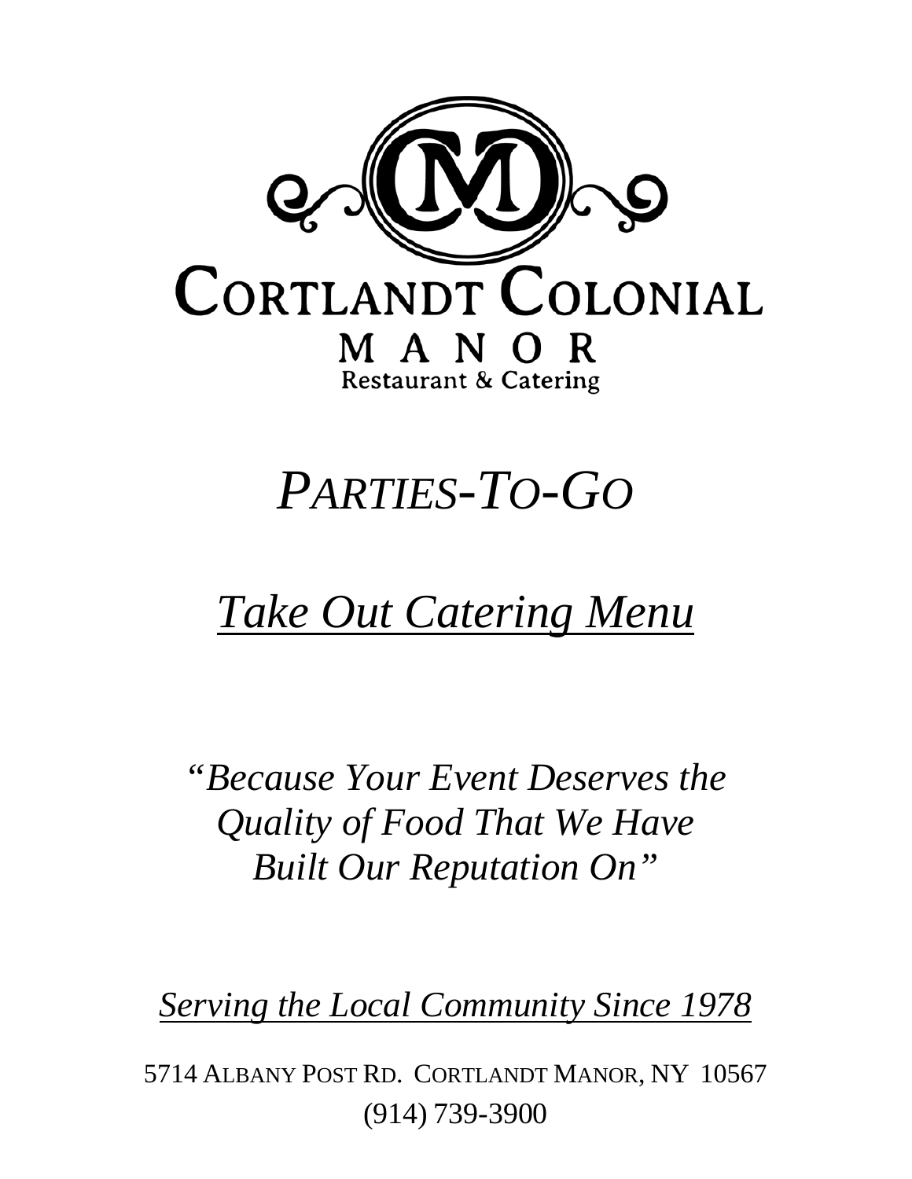# Cortlandt Colonial Manor

Restaurant & Catering

# *Parties-To-Go*

## *Take Out Catering Menu*

*"Because Your Event Deserves the Quality of Food That We Have Built Our Reputation On"*

*Serving the Local Community Since 1978*

5714 Albany Post Rd. Cortlandt Manor, NY 10567

(914) 739-3900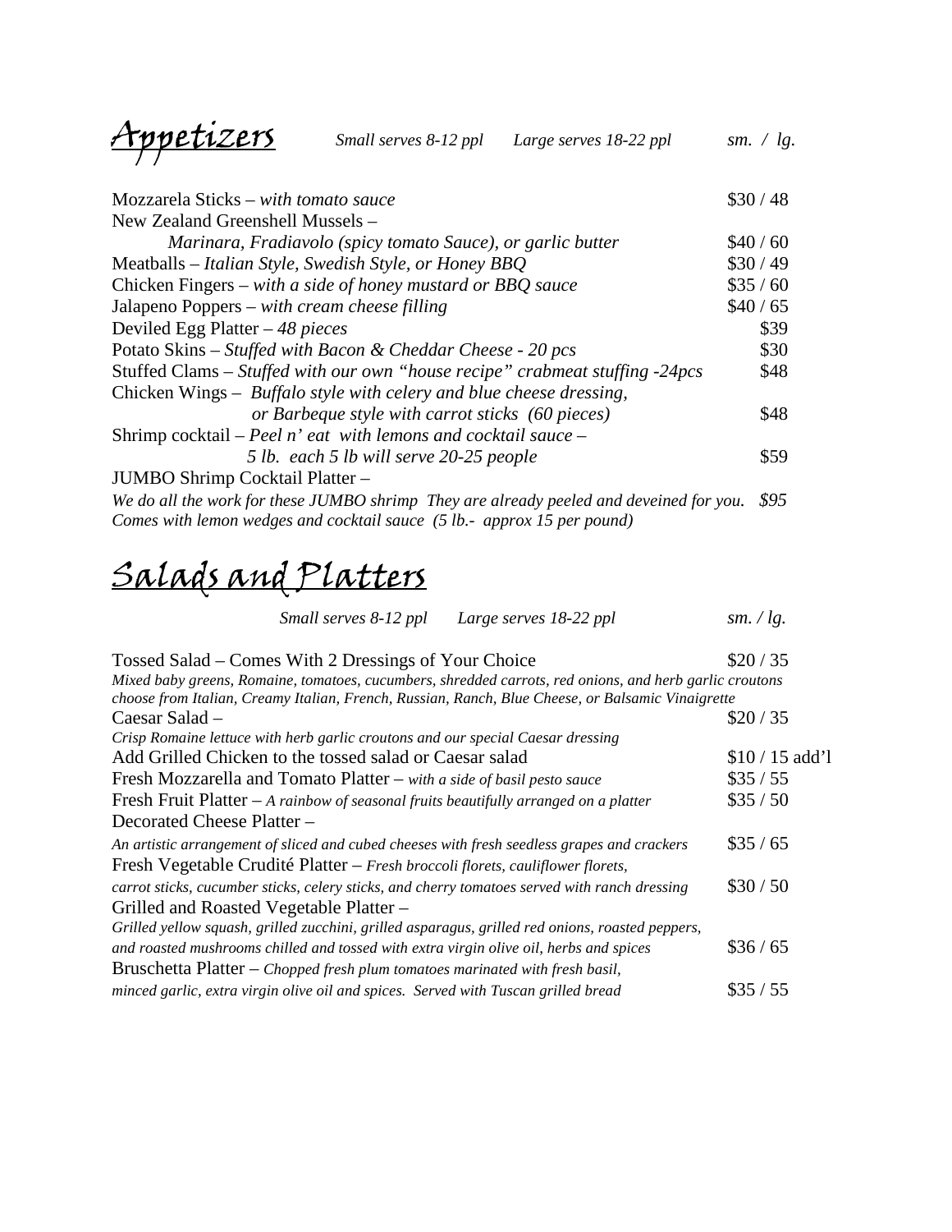# Appetizers

*Small serves 8-12 ppl* *Large serves 18-22 ppl* *sm. / lg.*

| Item | Price |
|---|---|
| Mozzarela Sticks – *with tomato sauce* | $30 / 48 |
| New Zealand Greenshell Mussels – *Marinara, Fradiavolo (spicy tomato Sauce), or garlic butter* | $40 / 60 |
| Meatballs – *Italian Style, Swedish Style, or Honey BBQ* | $30 / 49 |
| Chicken Fingers – *with a side of honey mustard or BBQ sauce* | $35 / 60 |
| Jalapeno Poppers – *with cream cheese filling* | $40 / 65 |
| Deviled Egg Platter – *48 pieces* | $39 |
| Potato Skins – *Stuffed with Bacon & Cheddar Cheese - 20 pcs* | $30 |
| Stuffed Clams – *Stuffed with our own "house recipe" crabmeat stuffing -24pcs* | $48 |
| Chicken Wings – *Buffalo style with celery and blue cheese dressing, or Barbeque style with carrot sticks (60 pieces)* | $48 |
| Shrimp cocktail – *Peel n' eat with lemons and cocktail sauce – 5 lb. each 5 lb will serve 20-25 people* | $59 |
| JUMBO Shrimp Cocktail Platter – *We do all the work for these JUMBO shrimp They are already peeled and deveined for you. Comes with lemon wedges and cocktail sauce (5 lb.- approx 15 per pound)* | *$95* |

# Salads and Platters

*Small serves 8-12 ppl* *Large serves 18-22 ppl* *sm. / lg.*

| Item | Price |
|---|---|
| Tossed Salad – Comes With 2 Dressings of Your Choice *Mixed baby greens, Romaine, tomatoes, cucumbers, shredded carrots, red onions, and herb garlic croutons choose from Italian, Creamy Italian, French, Russian, Ranch, Blue Cheese, or Balsamic Vinaigrette* | $20 / 35 |
| Caesar Salad – *Crisp Romaine lettuce with herb garlic croutons and our special Caesar dressing* | $20 / 35 |
| Add Grilled Chicken to the tossed salad or Caesar salad | $10 / 15 add'l |
| Fresh Mozzarella and Tomato Platter – *with a side of basil pesto sauce* | $35 / 55 |
| Fresh Fruit Platter – *A rainbow of seasonal fruits beautifully arranged on a platter* | $35 / 50 |
| Decorated Cheese Platter – *An artistic arrangement of sliced and cubed cheeses with fresh seedless grapes and crackers* | $35 / 65 |
| Fresh Vegetable Crudité Platter – *Fresh broccoli florets, cauliflower florets, carrot sticks, cucumber sticks, celery sticks, and cherry tomatoes served with ranch dressing* | $30 / 50 |
| Grilled and Roasted Vegetable Platter – *Grilled yellow squash, grilled zucchini, grilled asparagus, grilled red onions, roasted peppers, and roasted mushrooms chilled and tossed with extra virgin olive oil, herbs and spices* | $36 / 65 |
| Bruschetta Platter – *Chopped fresh plum tomatoes marinated with fresh basil, minced garlic, extra virgin olive oil and spices. Served with Tuscan grilled bread* | $35 / 55 |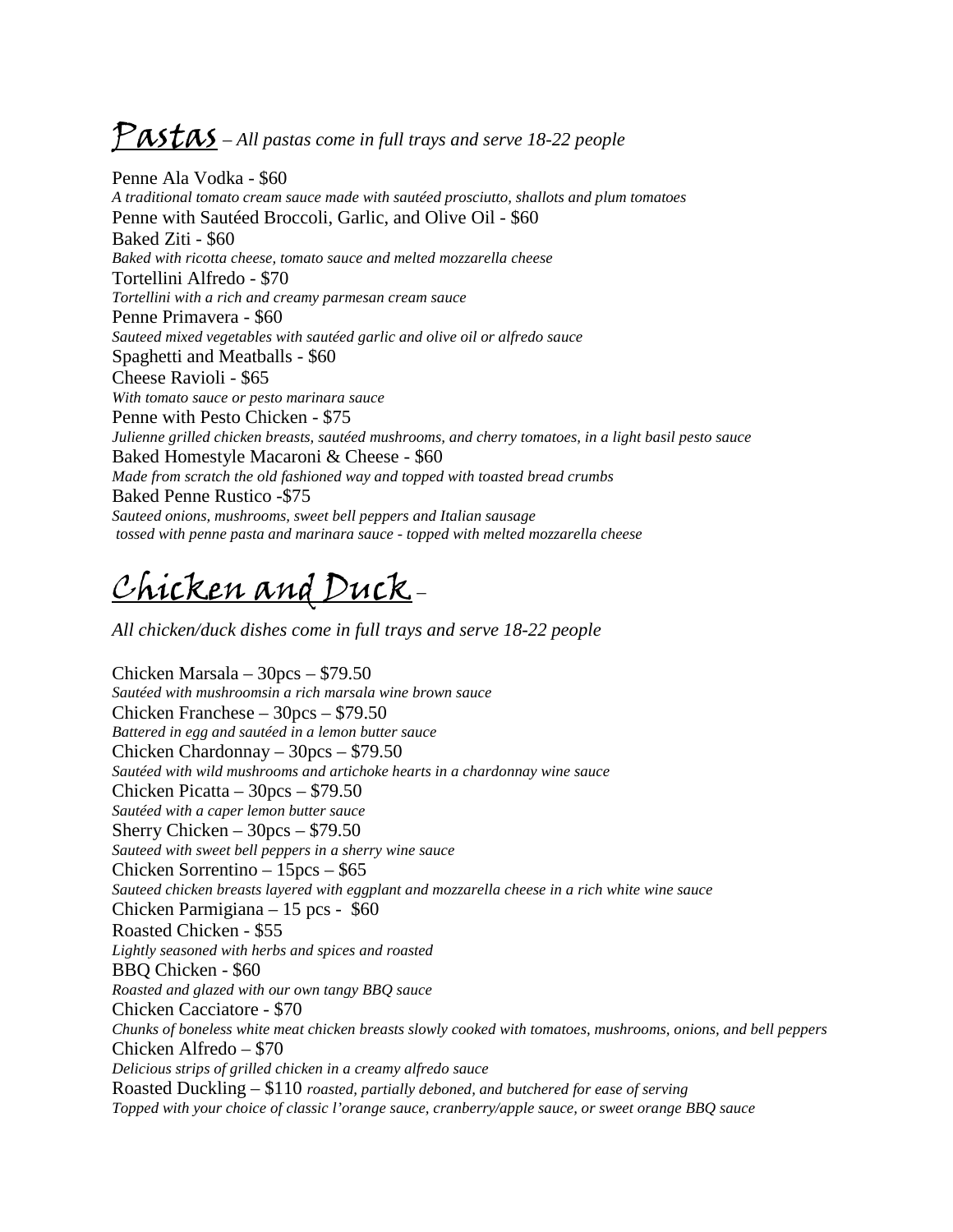## Pastas – *All pastas come in full trays and serve 18-22 people*

Penne Ala Vodka - $60
*A traditional tomato cream sauce made with sautéed prosciutto, shallots and plum tomatoes*
Penne with Sautéed Broccoli, Garlic, and Olive Oil - $60
Baked Ziti - $60
*Baked with ricotta cheese, tomato sauce and melted mozzarella cheese*
Tortellini Alfredo - $70
*Tortellini with a rich and creamy parmesan cream sauce*
Penne Primavera - $60
*Sauteed mixed vegetables with sautéed garlic and olive oil or alfredo sauce*
Spaghetti and Meatballs - $60
Cheese Ravioli - $65
*With tomato sauce or pesto marinara sauce*
Penne with Pesto Chicken - $75
*Julienne grilled chicken breasts, sautéed mushrooms, and cherry tomatoes, in a light basil pesto sauce*
Baked Homestyle Macaroni & Cheese - $60
*Made from scratch the old fashioned way and topped with toasted bread crumbs*
Baked Penne Rustico -$75
*Sauteed onions, mushrooms, sweet bell peppers and Italian sausage tossed with penne pasta and marinara sauce - topped with melted mozzarella cheese*

## Chicken and Duck –

*All chicken/duck dishes come in full trays and serve 18-22 people*

Chicken Marsala – 30pcs – $79.50
*Sautéed with mushroomsin a rich marsala wine brown sauce*
Chicken Franchese – 30pcs – $79.50
*Battered in egg and sautéed in a lemon butter sauce*
Chicken Chardonnay – 30pcs – $79.50
*Sautéed with wild mushrooms and artichoke hearts in a chardonnay wine sauce*
Chicken Picatta – 30pcs – $79.50
*Sautéed with a caper lemon butter sauce*
Sherry Chicken – 30pcs – $79.50
*Sauteed with sweet bell peppers in a sherry wine sauce*
Chicken Sorrentino – 15pcs – $65
*Sauteed chicken breasts layered with eggplant and mozzarella cheese in a rich white wine sauce*
Chicken Parmigiana – 15 pcs - $60
Roasted Chicken - $55
*Lightly seasoned with herbs and spices and roasted*
BBQ Chicken - $60
*Roasted and glazed with our own tangy BBQ sauce*
Chicken Cacciatore - $70
*Chunks of boneless white meat chicken breasts slowly cooked with tomatoes, mushrooms, onions, and bell peppers*
Chicken Alfredo – $70
*Delicious strips of grilled chicken in a creamy alfredo sauce*
Roasted Duckling – $110 *roasted, partially deboned, and butchered for ease of serving*
*Topped with your choice of classic l'orange sauce, cranberry/apple sauce, or sweet orange BBQ sauce*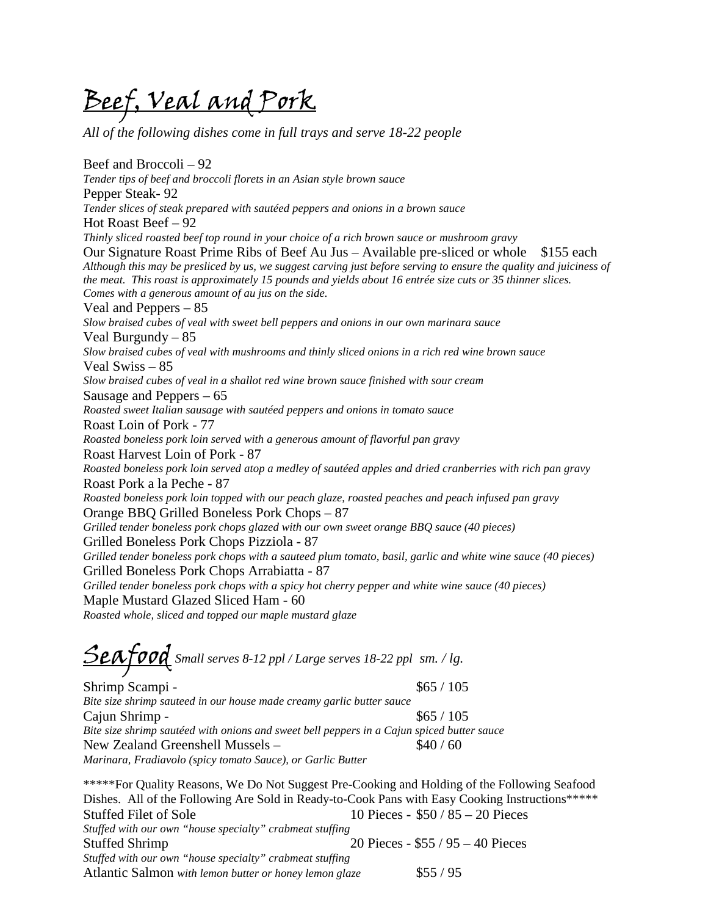# Beef, Veal and Pork

*All of the following dishes come in full trays and serve 18-22 people*

Beef and Broccoli – 92
*Tender tips of beef and broccoli florets in an Asian style brown sauce*

Pepper Steak- 92
*Tender slices of steak prepared with sautéed peppers and onions in a brown sauce*

Hot Roast Beef – 92
*Thinly sliced roasted beef top round in your choice of a rich brown sauce or mushroom gravy*

Our Signature Roast Prime Ribs of Beef Au Jus – Available pre-sliced or whole $155 each
*Although this may be presliced by us, we suggest carving just before serving to ensure the quality and juiciness of the meat. This roast is approximately 15 pounds and yields about 16 entrée size cuts or 35 thinner slices. Comes with a generous amount of au jus on the side.*

Veal and Peppers – 85
*Slow braised cubes of veal with sweet bell peppers and onions in our own marinara sauce*

Veal Burgundy – 85
*Slow braised cubes of veal with mushrooms and thinly sliced onions in a rich red wine brown sauce*

Veal Swiss – 85
*Slow braised cubes of veal in a shallot red wine brown sauce finished with sour cream*

Sausage and Peppers – 65
*Roasted sweet Italian sausage with sautéed peppers and onions in tomato sauce*

Roast Loin of Pork - 77
*Roasted boneless pork loin served with a generous amount of flavorful pan gravy*

Roast Harvest Loin of Pork - 87
*Roasted boneless pork loin served atop a medley of sautéed apples and dried cranberries with rich pan gravy*

Roast Pork a la Peche - 87
*Roasted boneless pork loin topped with our peach glaze, roasted peaches and peach infused pan gravy*

Orange BBQ Grilled Boneless Pork Chops – 87
*Grilled tender boneless pork chops glazed with our own sweet orange BBQ sauce (40 pieces)*

Grilled Boneless Pork Chops Pizziola - 87
*Grilled tender boneless pork chops with a sauteed plum tomato, basil, garlic and white wine sauce (40 pieces)*

Grilled Boneless Pork Chops Arrabiatta - 87
*Grilled tender boneless pork chops with a spicy hot cherry pepper and white wine sauce (40 pieces)*

Maple Mustard Glazed Sliced Ham - 60
*Roasted whole, sliced and topped our maple mustard glaze*

# Seafood

*Small serves 8-12 ppl / Large serves 18-22 ppl sm. / lg.*

Shrimp Scampi - $65 / 105
*Bite size shrimp sauteed in our house made creamy garlic butter sauce*

Cajun Shrimp - $65 / 105
*Bite size shrimp sautéed with onions and sweet bell peppers in a Cajun spiced butter sauce*

New Zealand Greenshell Mussels – $40 / 60
*Marinara, Fradiavolo (spicy tomato Sauce), or Garlic Butter*

*****For Quality Reasons, We Do Not Suggest Pre-Cooking and Holding of the Following Seafood Dishes. All of the Following Are Sold in Ready-to-Cook Pans with Easy Cooking Instructions*****

Stuffed Filet of Sole 10 Pieces - $50 / 85 – 20 Pieces
*Stuffed with our own "house specialty" crabmeat stuffing*

Stuffed Shrimp 20 Pieces - $55 / 95 – 40 Pieces
*Stuffed with our own "house specialty" crabmeat stuffing*

Atlantic Salmon *with lemon butter or honey lemon glaze* $55 / 95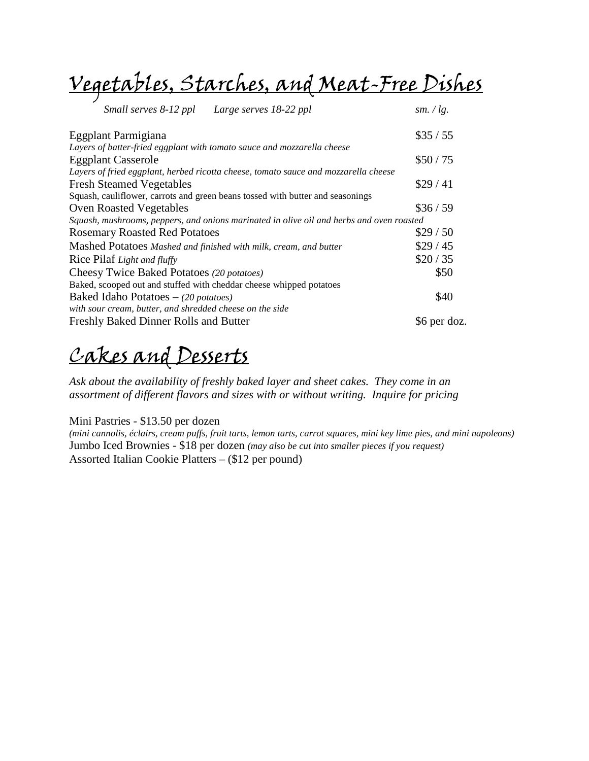# Vegetables, Starches, and Meat-Free Dishes

| *Small serves 8-12 ppl     Large serves 18-22 ppl* | *sm. / lg.* |
|---|---|
| Eggplant Parmigiana<br>*Layers of batter-fried eggplant with tomato sauce and mozzarella cheese* | \$35 / 55 |
| Eggplant Casserole<br>*Layers of fried eggplant, herbed ricotta cheese, tomato sauce and mozzarella cheese* | \$50 / 75 |
| Fresh Steamed Vegetables<br>Squash, cauliflower, carrots and green beans tossed with butter and seasonings | \$29 / 41 |
| Oven Roasted Vegetables<br>*Squash, mushrooms, peppers, and onions marinated in olive oil and herbs and oven roasted* | \$36 / 59 |
| Rosemary Roasted Red Potatoes | \$29 / 50 |
| Mashed Potatoes *Mashed and finished with milk, cream, and butter* | \$29 / 45 |
| Rice Pilaf *Light and fluffy* | \$20 / 35 |
| Cheesy Twice Baked Potatoes *(20 potatoes)*<br>Baked, scooped out and stuffed with cheddar cheese whipped potatoes | \$50 |
| Baked Idaho Potatoes – *(20 potatoes)*<br>*with sour cream, butter, and shredded cheese on the side* | \$40 |
| Freshly Baked Dinner Rolls and Butter | \$6 per doz. |

# Cakes and Desserts

*Ask about the availability of freshly baked layer and sheet cakes. They come in an assortment of different flavors and sizes with or without writing. Inquire for pricing*

Mini Pastries - \$13.50 per dozen
*(mini cannolis, éclairs, cream puffs, fruit tarts, lemon tarts, carrot squares, mini key lime pies, and mini napoleons)*
Jumbo Iced Brownies - \$18 per dozen *(may also be cut into smaller pieces if you request)*
Assorted Italian Cookie Platters – (\$12 per pound)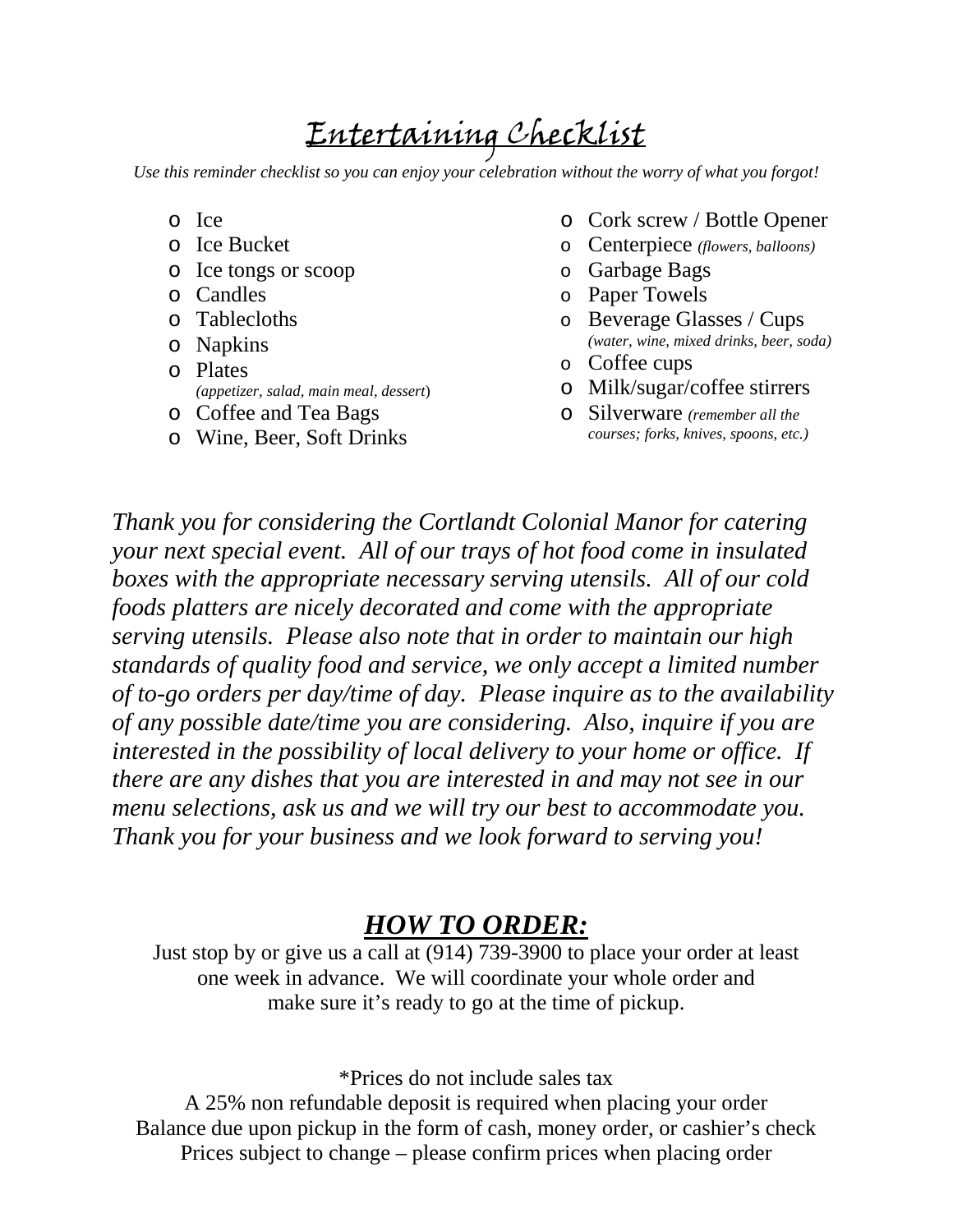# Entertaining Checklist

*Use this reminder checklist so you can enjoy your celebration without the worry of what you forgot!*

- Ice
- Ice Bucket
- Ice tongs or scoop
- Candles
- Tablecloths
- Napkins
- Plates  
  *(appetizer, salad, main meal, dessert)*
- Coffee and Tea Bags
- Wine, Beer, Soft Drinks
- Cork screw / Bottle Opener
- Centerpiece *(flowers, balloons)*
- Garbage Bags
- Paper Towels
- Beverage Glasses / Cups  
  *(water, wine, mixed drinks, beer, soda)*
- Coffee cups
- Milk/sugar/coffee stirrers
- Silverware *(remember all the courses; forks, knives, spoons, etc.)*

*Thank you for considering the Cortlandt Colonial Manor for catering your next special event. All of our trays of hot food come in insulated boxes with the appropriate necessary serving utensils. All of our cold foods platters are nicely decorated and come with the appropriate serving utensils. Please also note that in order to maintain our high standards of quality food and service, we only accept a limited number of to-go orders per day/time of day. Please inquire as to the availability of any possible date/time you are considering. Also, inquire if you are interested in the possibility of local delivery to your home or office. If there are any dishes that you are interested in and may not see in our menu selections, ask us and we will try our best to accommodate you. Thank you for your business and we look forward to serving you!*

## ***HOW TO ORDER:***

Just stop by or give us a call at (914) 739-3900 to place your order at least one week in advance. We will coordinate your whole order and make sure it's ready to go at the time of pickup.

*Prices do not include sales tax  
A 25% non refundable deposit is required when placing your order  
Balance due upon pickup in the form of cash, money order, or cashier's check  
Prices subject to change – please confirm prices when placing order